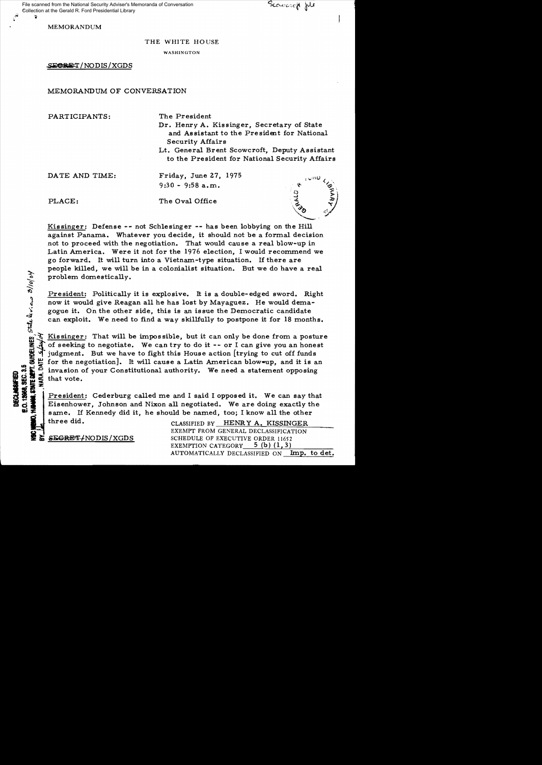MEMORANDUM

THE WHITE HOUSE

WASHINGTON

SECRET/NODIS/XGDS

MEMORANDUM OF CONVERSATION

PARTICIPANTS: The President
Dr. Henry A. Kissinger, Secretary of State and Assistant to the President for National Security Affairs
Lt. General Brent Scowcroft, Deputy Assistant to the President for National Security Affairs

DATE AND TIME: Friday, June 27, 1975
9:30 - 9:58 a.m.

PLACE: The Oval Office

Kissinger: Defense -- not Schlesinger -- has been lobbying on the Hill against Panama. Whatever you decide, it should not be a formal decision not to proceed with the negotiation. That would cause a real blow-up in Latin America. Were it not for the 1976 election, I would recommend we go forward. It will turn into a Vietnam-type situation. If there are people killed, we will be in a colonialist situation. But we do have a real problem domestically.

President: Politically it is explosive. It is a double-edged sword. Right now it would give Reagan all he has lost by Mayaguez. He would demagogue it. On the other side, this is an issue the Democratic candidate can exploit. We need to find a way skillfully to postpone it for 18 months.

Kissinger: That will be impossible, but it can only be done from a posture of seeking to negotiate. We can try to do it -- or I can give you an honest judgment. But we have to fight this House action [trying to cut off funds for the negotiation]. It will cause a Latin American blow-up, and it is an invasion of your Constitutional authority. We need a statement opposing that vote.

President: Cederburg called me and I said I opposed it. We can say that Eisenhower, Johnson and Nixon all negotiated. We are doing exactly the same. If Kennedy did it, he should be named, too; I know all the other three did.

SECRET/NODIS/XGDS

CLASSIFIED BY HENRY A. KISSINGER
EXEMPT FROM GENERAL DECLASSIFICATION
SCHEDULE OF EXECUTIVE ORDER 11652
EXEMPTION CATEGORY 5 (b) (1, 3)
AUTOMATICALLY DECLASSIFIED ON Imp. to det.

DECLASSIFIED
E.O. 12958, SEC. 3.5
NSC MEMO, 11/24/98, STATE DEPT. GUIDELINES, State Review 3/10/04
BY ___ NARA, DATE 5/24/04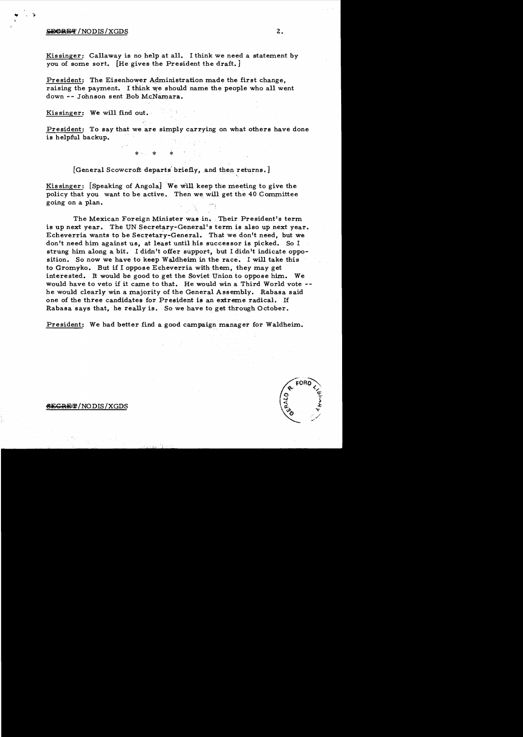Kissinger: Callaway is no help at all. I think we need a statement by you of some sort. [He gives the President the draft.]

President: The Eisenhower Administration made the first change, raising the payment. I think we should name the people who all went down -- Johnson sent Bob McNamara.

Kissinger: We will find out.

President: To say that we are simply carrying on what others have done is helpful backup.

* * *

[General Scowcroft departs briefly, and then returns.]

Kissinger: [Speaking of Angola] We will keep the meeting to give the policy that you want to be active. Then we will get the 40 Committee going on a plan.

The Mexican Foreign Minister was in. Their President's term is up next year. The UN Secretary-General's term is also up next year. Echeverria wants to be Secretary-General. That we don't need, but we don't need him against us, at least until his successor is picked. So I strung him along a bit. I didn't offer support, but I didn't indicate opposition. So now we have to keep Waldheim in the race. I will take this to Gromyko. But if I oppose Echeverria with them, they may get interested. It would be good to get the Soviet Union to oppose him. We would have to veto if it came to that. He would win a Third World vote -- he would clearly win a majority of the General Assembly. Rabasa said one of the three candidates for President is an extreme radical. If Rabasa says that, he really is. So we have to get through October.

President: We had better find a good campaign manager for Waldheim.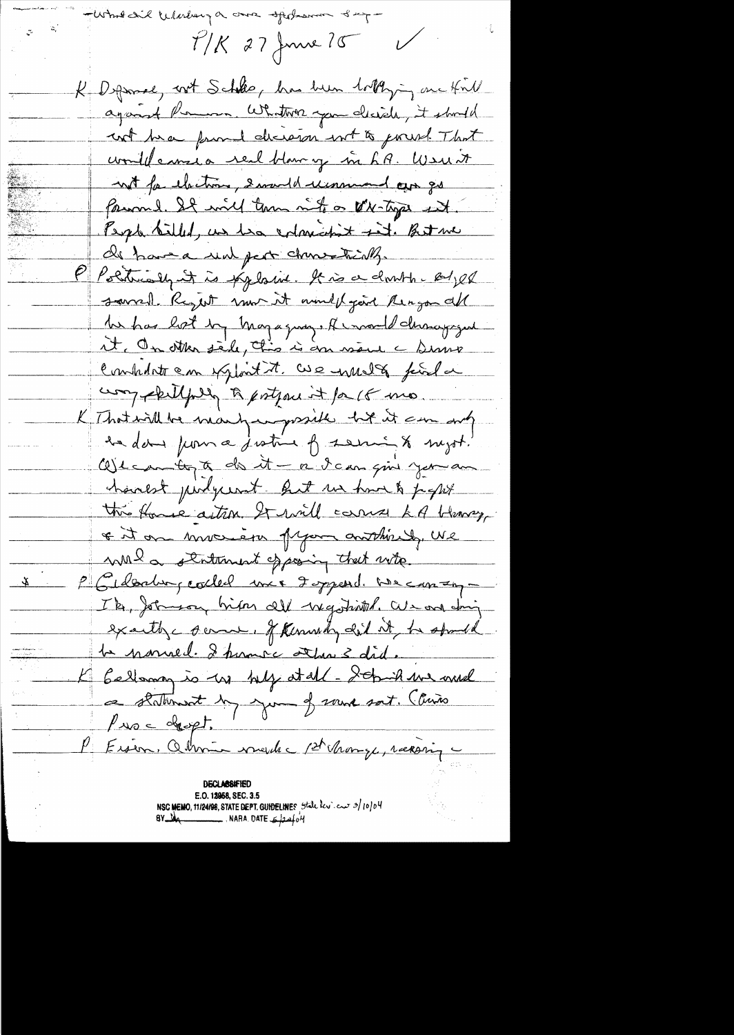-What did Eckerberg a ... spokesman say-

P/K 27 June 75 ✓

K Defense, not Schles, has been lobbying on Hill against Panama. Whatever you decide, it should not be a formal decision not to proceed. That would cause a real blow up in LA. Were it not for election, I would recommend we go forward. It will turn into a VN-type sit. People killed, we have a colonialist sit. But we do have a real prob domestically.

P Politically it is explosive. It is a double-edged sword. Right now it would give Reagan all he has lost by Mayaguez. It would damage you on it. On other side, this is an issue a Demo candidate can exploit it. We must find a way skillfully to postpone it for 18 mo.

K That will be nearly impossible but it can only be done from a posture of seeming to negot. We can try to do it — I can give you an honest judgment. But we have to fight this House action. It will cause LA blowup, & it an invasion of your authority. We need a statement opposing that vote.

P Eckerberg called me & I agreed. We can say — Ike, Johnson, Nixon all negotiated. We are doing exactly same. If Kennedy did it, he should be named. I think the others did.

K Bellamy is no help at all - I think we need a statement by you of some sort. Cuevas Pres Dept.

P Erosion. Although made 1st change, raising -

**DECLASSIFIED**
E.O. 12958, SEC. 3.5
NSC MEMO, 11/24/98, STATE DEPT. GUIDELINES State Rev. 3/10/04
BY ___ NARA, DATE 6/22/04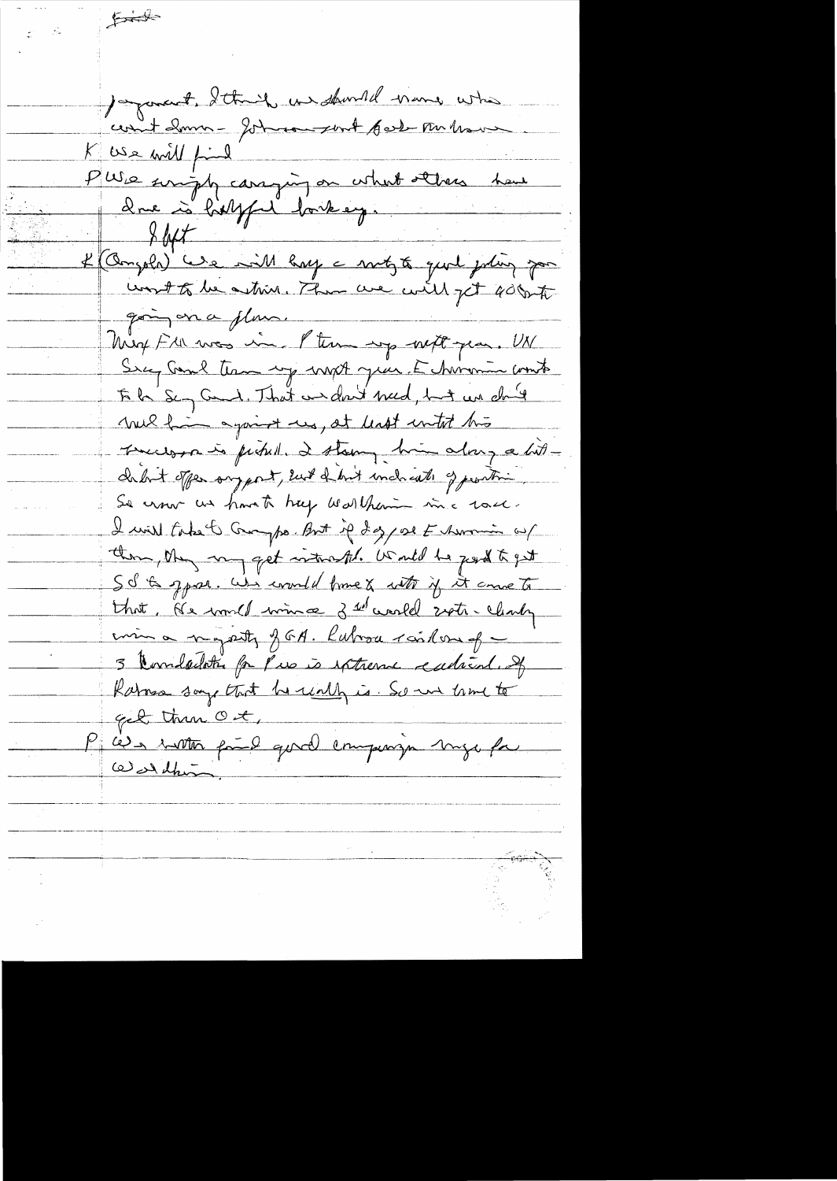payment. I think we should name who went down - Johnson sent back our boys.

K We will find

P We simply carrying on what others have done is helpful backing.

Sept

K (Angola) We will have a note to get policy you want to be action. Then we will get 40 out going on a plan.

Why FM was in. P turn up next year. UN Sec General term up next year. Echeverria wants to be Sec Gen. That we don't need, but we don't want him against us, at least until his successor is picked. I string him along a bit - didn't offer support, but didn't indicate opposition.

So now we have to keep Waldheim in a race. I will take to Gromyko. But if Soviet & E Europe w/ them, they may get interested. Would be good to get SC to oppose. We would have to veto if it came to that. He would win 3rd world vote - clearly win a majority of GA. Rabasa said one of 3 candidates for Pres is extreme radical. If Rabasa says that he really is. So we have to get them out.

P We better find good campaign mgr for Waldheim.